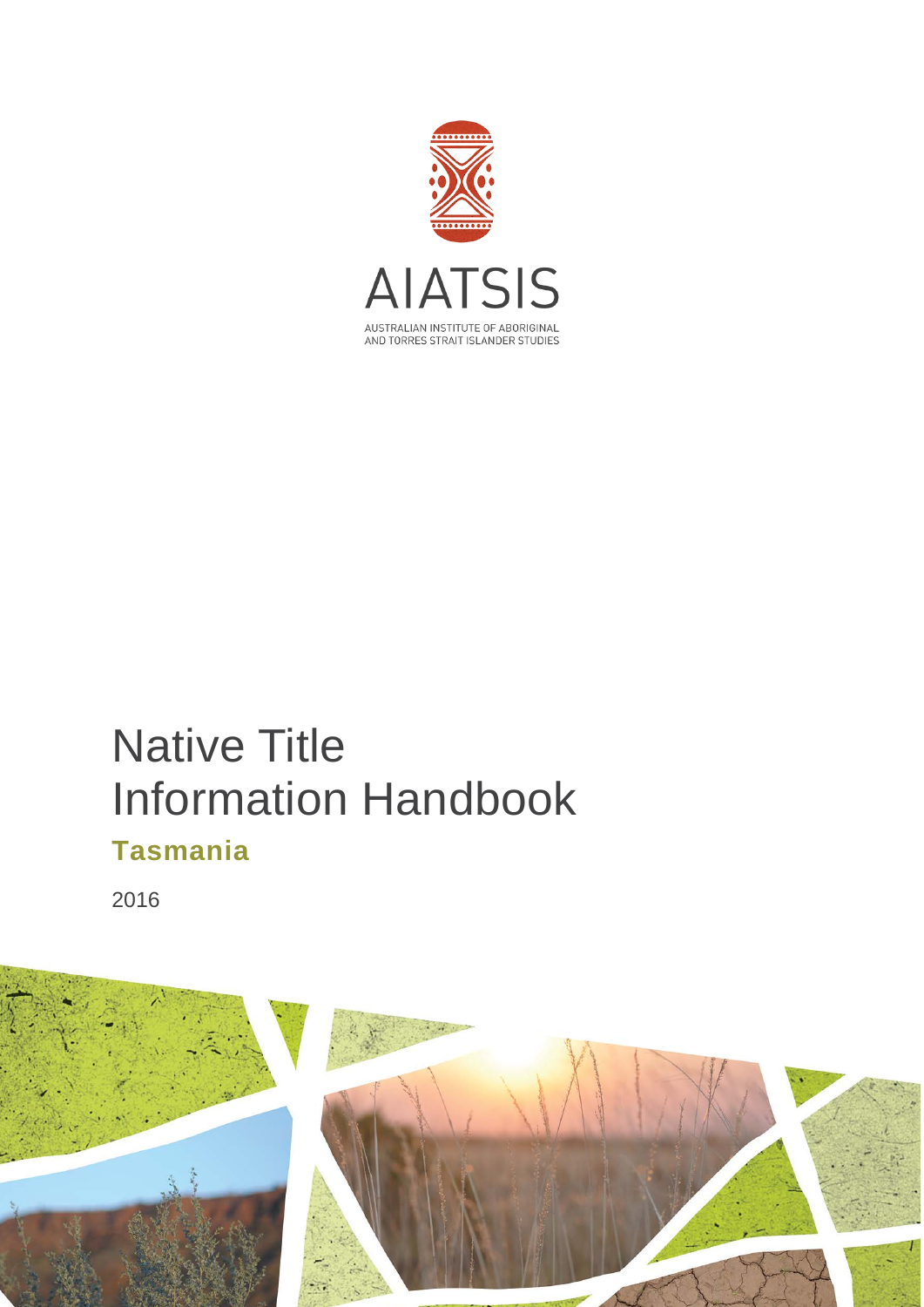AIATSIS

AUSTRALIAN INSTITUTE OF ABORIGINAL AND TORRES STRAIT ISLANDER STUDIES

# Native Title Information Handbook

## Tasmania

2016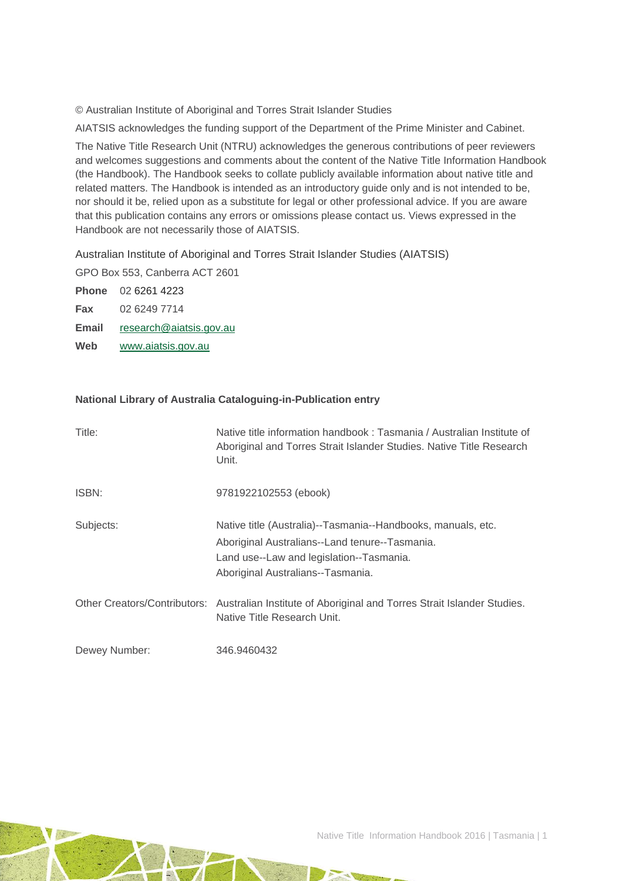© Australian Institute of Aboriginal and Torres Strait Islander Studies

AIATSIS acknowledges the funding support of the Department of the Prime Minister and Cabinet.

The Native Title Research Unit (NTRU) acknowledges the generous contributions of peer reviewers and welcomes suggestions and comments about the content of the Native Title Information Handbook (the Handbook). The Handbook seeks to collate publicly available information about native title and related matters. The Handbook is intended as an introductory guide only and is not intended to be, nor should it be, relied upon as a substitute for legal or other professional advice. If you are aware that this publication contains any errors or omissions please contact us. Views expressed in the Handbook are not necessarily those of AIATSIS.

Australian Institute of Aboriginal and Torres Strait Islander Studies (AIATSIS)

GPO Box 553, Canberra ACT 2601

**Phone** 02 6261 4223

**Fax** 02 6249 7714

**Email** research@aiatsis.gov.au

**Web** www.aiatsis.gov.au

**National Library of Australia Cataloguing-in-Publication entry**

| | |
|---|---|
| Title: | Native title information handbook : Tasmania / Australian Institute of Aboriginal and Torres Strait Islander Studies. Native Title Research Unit. |
| ISBN: | 9781922102553 (ebook) |
| Subjects: | Native title (Australia)--Tasmania--Handbooks, manuals, etc.<br>Aboriginal Australians--Land tenure--Tasmania.<br>Land use--Law and legislation--Tasmania.<br>Aboriginal Australians--Tasmania. |
| Other Creators/Contributors: | Australian Institute of Aboriginal and Torres Strait Islander Studies. Native Title Research Unit. |
| Dewey Number: | 346.9460432 |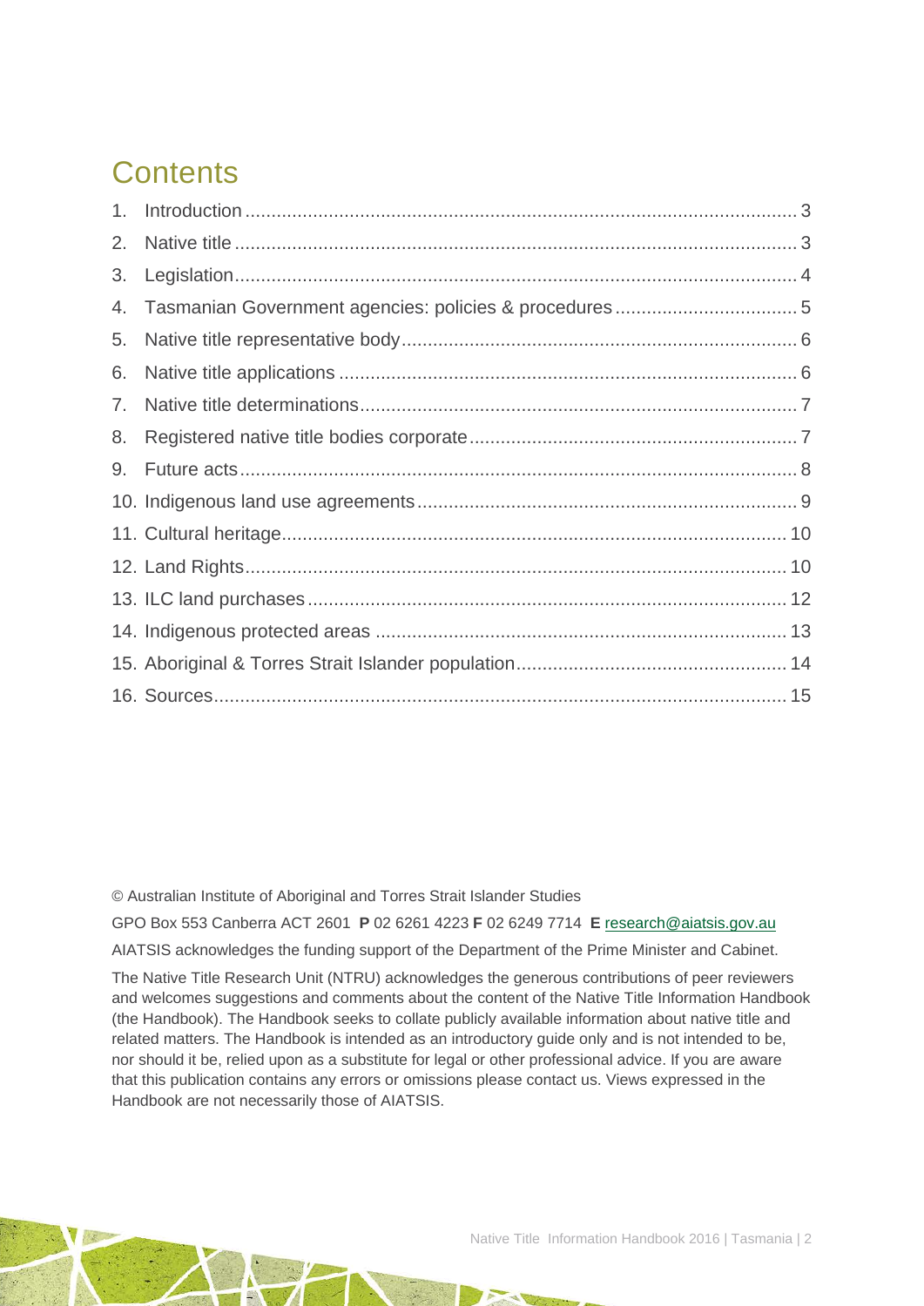# Contents

1. Introduction ........................................................................................................ 3
2. Native title ........................................................................................................... 3
3. Legislation ........................................................................................................... 4
4. Tasmanian Government agencies: policies & procedures .................................. 5
5. Native title representative body ........................................................................... 6
6. Native title applications ....................................................................................... 6
7. Native title determinations .................................................................................... 7
8. Registered native title bodies corporate ............................................................... 7
9. Future acts ........................................................................................................... 8
10. Indigenous land use agreements ....................................................................... 9
11. Cultural heritage ................................................................................................ 10
12. Land Rights ....................................................................................................... 10
13. ILC land purchases ........................................................................................... 12
14. Indigenous protected areas ............................................................................... 13
15. Aboriginal & Torres Strait Islander population ................................................... 14
16. Sources ............................................................................................................. 15

© Australian Institute of Aboriginal and Torres Strait Islander Studies

GPO Box 553 Canberra ACT 2601 **P** 02 6261 4223 **F** 02 6249 7714 **E** research@aiatsis.gov.au

AIATSIS acknowledges the funding support of the Department of the Prime Minister and Cabinet.

The Native Title Research Unit (NTRU) acknowledges the generous contributions of peer reviewers and welcomes suggestions and comments about the content of the Native Title Information Handbook (the Handbook). The Handbook seeks to collate publicly available information about native title and related matters. The Handbook is intended as an introductory guide only and is not intended to be, nor should it be, relied upon as a substitute for legal or other professional advice. If you are aware that this publication contains any errors or omissions please contact us. Views expressed in the Handbook are not necessarily those of AIATSIS.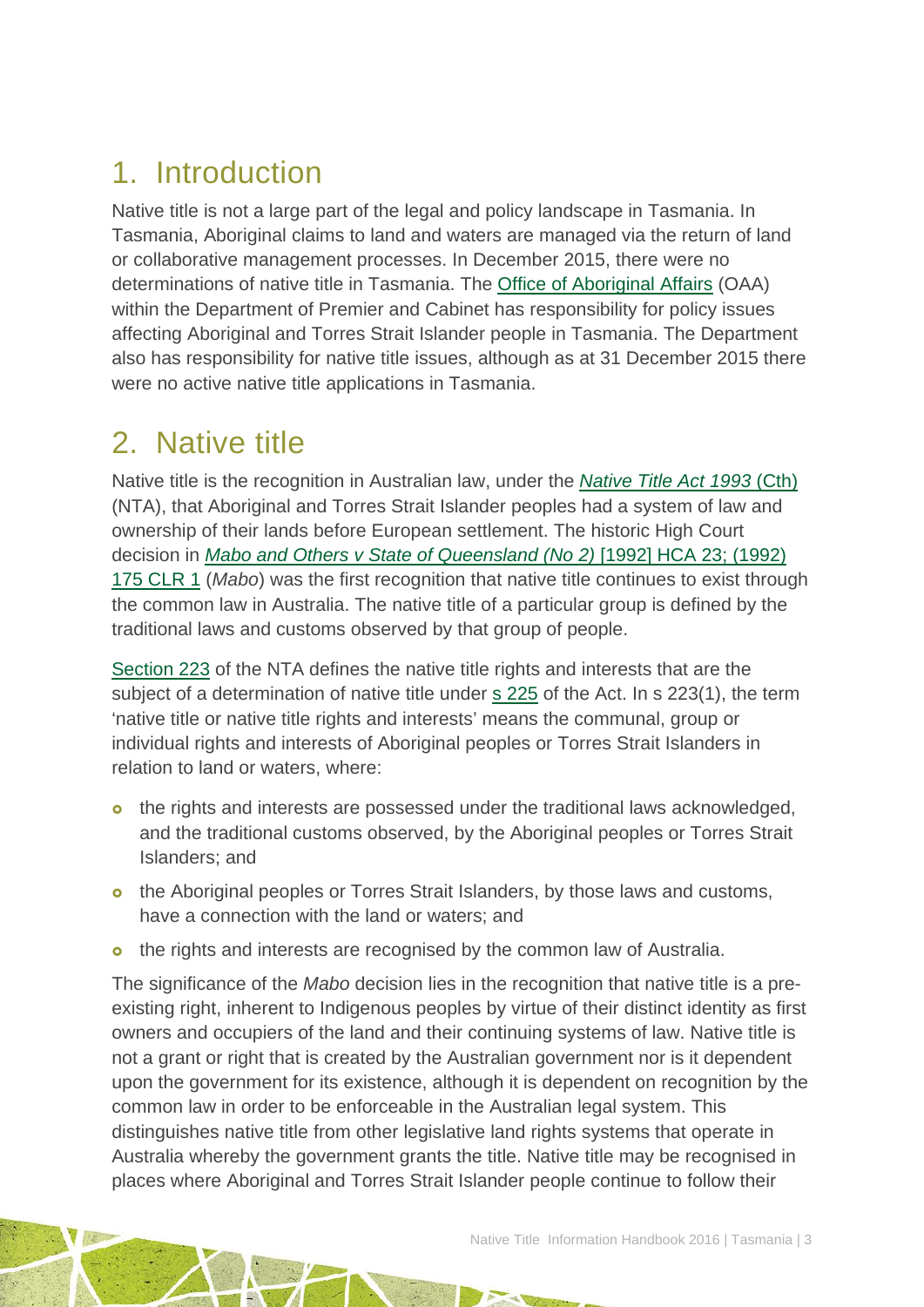## 1. Introduction

Native title is not a large part of the legal and policy landscape in Tasmania. In Tasmania, Aboriginal claims to land and waters are managed via the return of land or collaborative management processes. In December 2015, there were no determinations of native title in Tasmania. The Office of Aboriginal Affairs (OAA) within the Department of Premier and Cabinet has responsibility for policy issues affecting Aboriginal and Torres Strait Islander people in Tasmania. The Department also has responsibility for native title issues, although as at 31 December 2015 there were no active native title applications in Tasmania.

## 2. Native title

Native title is the recognition in Australian law, under the *Native Title Act 1993* (Cth) (NTA), that Aboriginal and Torres Strait Islander peoples had a system of law and ownership of their lands before European settlement. The historic High Court decision in *Mabo and Others v State of Queensland (No 2)* [1992] HCA 23; (1992) 175 CLR 1 (*Mabo*) was the first recognition that native title continues to exist through the common law in Australia. The native title of a particular group is defined by the traditional laws and customs observed by that group of people.

Section 223 of the NTA defines the native title rights and interests that are the subject of a determination of native title under s 225 of the Act. In s 223(1), the term 'native title or native title rights and interests' means the communal, group or individual rights and interests of Aboriginal peoples or Torres Strait Islanders in relation to land or waters, where:

- the rights and interests are possessed under the traditional laws acknowledged, and the traditional customs observed, by the Aboriginal peoples or Torres Strait Islanders; and
- the Aboriginal peoples or Torres Strait Islanders, by those laws and customs, have a connection with the land or waters; and
- the rights and interests are recognised by the common law of Australia.

The significance of the *Mabo* decision lies in the recognition that native title is a pre-existing right, inherent to Indigenous peoples by virtue of their distinct identity as first owners and occupiers of the land and their continuing systems of law. Native title is not a grant or right that is created by the Australian government nor is it dependent upon the government for its existence, although it is dependent on recognition by the common law in order to be enforceable in the Australian legal system. This distinguishes native title from other legislative land rights systems that operate in Australia whereby the government grants the title. Native title may be recognised in places where Aboriginal and Torres Strait Islander people continue to follow their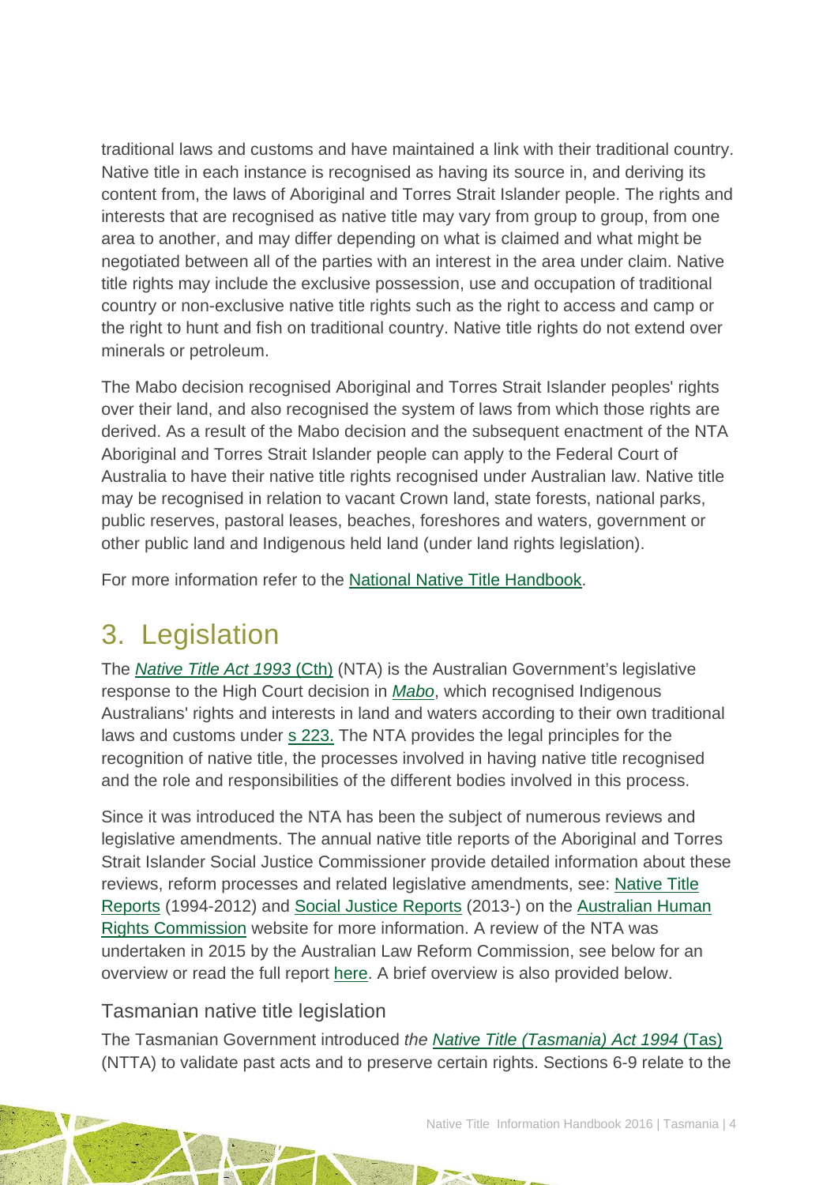traditional laws and customs and have maintained a link with their traditional country. Native title in each instance is recognised as having its source in, and deriving its content from, the laws of Aboriginal and Torres Strait Islander people. The rights and interests that are recognised as native title may vary from group to group, from one area to another, and may differ depending on what is claimed and what might be negotiated between all of the parties with an interest in the area under claim. Native title rights may include the exclusive possession, use and occupation of traditional country or non-exclusive native title rights such as the right to access and camp or the right to hunt and fish on traditional country. Native title rights do not extend over minerals or petroleum.

The Mabo decision recognised Aboriginal and Torres Strait Islander peoples' rights over their land, and also recognised the system of laws from which those rights are derived. As a result of the Mabo decision and the subsequent enactment of the NTA Aboriginal and Torres Strait Islander people can apply to the Federal Court of Australia to have their native title rights recognised under Australian law. Native title may be recognised in relation to vacant Crown land, state forests, national parks, public reserves, pastoral leases, beaches, foreshores and waters, government or other public land and Indigenous held land (under land rights legislation).

For more information refer to the National Native Title Handbook.

# 3. Legislation

The *Native Title Act 1993* (Cth) (NTA) is the Australian Government's legislative response to the High Court decision in *Mabo*, which recognised Indigenous Australians' rights and interests in land and waters according to their own traditional laws and customs under s 223. The NTA provides the legal principles for the recognition of native title, the processes involved in having native title recognised and the role and responsibilities of the different bodies involved in this process.

Since it was introduced the NTA has been the subject of numerous reviews and legislative amendments. The annual native title reports of the Aboriginal and Torres Strait Islander Social Justice Commissioner provide detailed information about these reviews, reform processes and related legislative amendments, see: Native Title Reports (1994-2012) and Social Justice Reports (2013-) on the Australian Human Rights Commission website for more information. A review of the NTA was undertaken in 2015 by the Australian Law Reform Commission, see below for an overview or read the full report here. A brief overview is also provided below.

## Tasmanian native title legislation

The Tasmanian Government introduced *the Native Title (Tasmania) Act 1994* (Tas) (NTTA) to validate past acts and to preserve certain rights. Sections 6-9 relate to the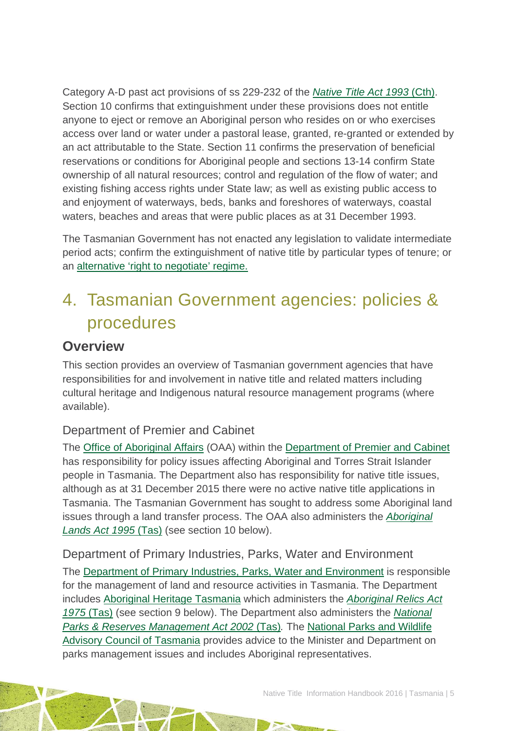Category A-D past act provisions of ss 229-232 of the *Native Title Act 1993* (Cth). Section 10 confirms that extinguishment under these provisions does not entitle anyone to eject or remove an Aboriginal person who resides on or who exercises access over land or water under a pastoral lease, granted, re-granted or extended by an act attributable to the State. Section 11 confirms the preservation of beneficial reservations or conditions for Aboriginal people and sections 13-14 confirm State ownership of all natural resources; control and regulation of the flow of water; and existing fishing access rights under State law; as well as existing public access to and enjoyment of waterways, beds, banks and foreshores of waterways, coastal waters, beaches and areas that were public places as at 31 December 1993.

The Tasmanian Government has not enacted any legislation to validate intermediate period acts; confirm the extinguishment of native title by particular types of tenure; or an alternative 'right to negotiate' regime.

# 4. Tasmanian Government agencies: policies & procedures

## Overview

This section provides an overview of Tasmanian government agencies that have responsibilities for and involvement in native title and related matters including cultural heritage and Indigenous natural resource management programs (where available).

### Department of Premier and Cabinet

The Office of Aboriginal Affairs (OAA) within the Department of Premier and Cabinet has responsibility for policy issues affecting Aboriginal and Torres Strait Islander people in Tasmania. The Department also has responsibility for native title issues, although as at 31 December 2015 there were no active native title applications in Tasmania. The Tasmanian Government has sought to address some Aboriginal land issues through a land transfer process. The OAA also administers the *Aboriginal Lands Act 1995* (Tas) (see section 10 below).

### Department of Primary Industries, Parks, Water and Environment

The Department of Primary Industries, Parks, Water and Environment is responsible for the management of land and resource activities in Tasmania. The Department includes Aboriginal Heritage Tasmania which administers the *Aboriginal Relics Act 1975* (Tas) (see section 9 below). The Department also administers the *National Parks & Reserves Management Act 2002* (Tas)*.* The National Parks and Wildlife Advisory Council of Tasmania provides advice to the Minister and Department on parks management issues and includes Aboriginal representatives.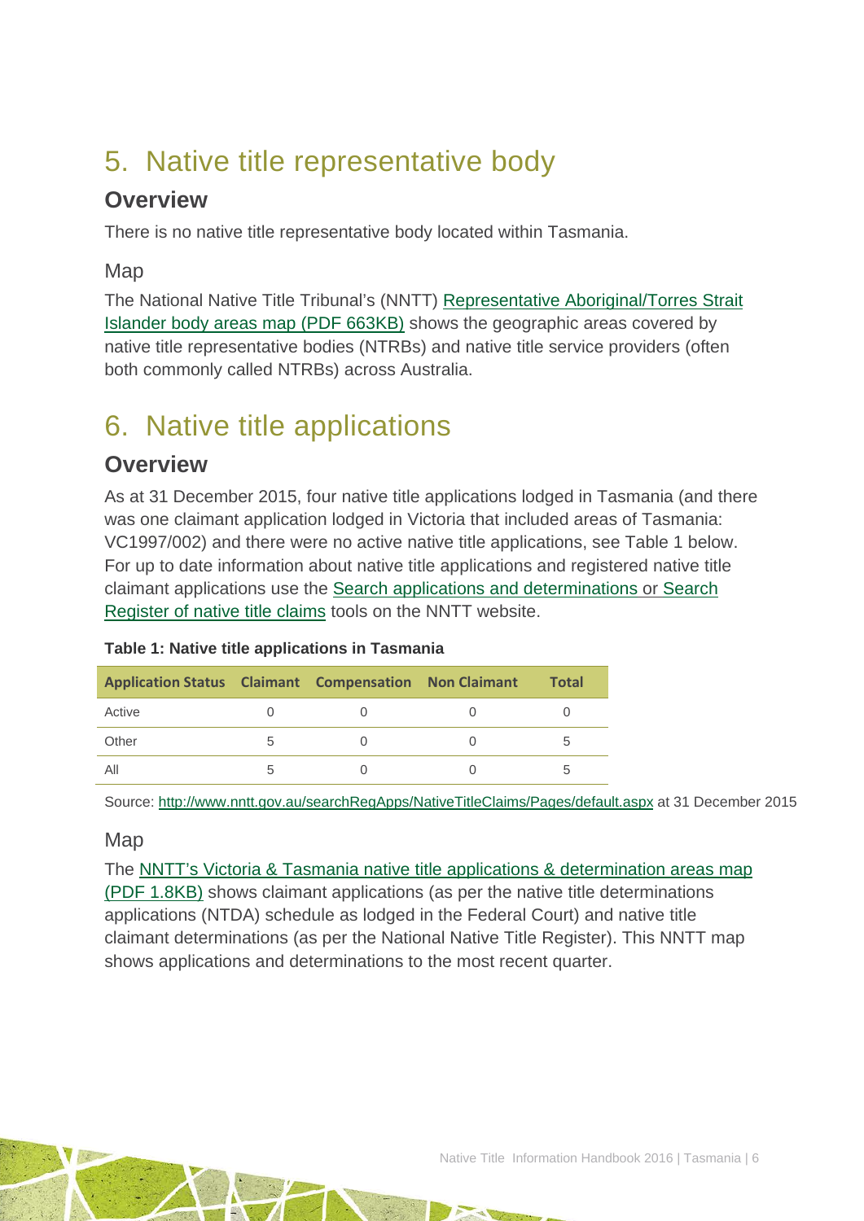# 5. Native title representative body

## Overview

There is no native title representative body located within Tasmania.

### Map

The National Native Title Tribunal's (NNTT) Representative Aboriginal/Torres Strait Islander body areas map (PDF 663KB) shows the geographic areas covered by native title representative bodies (NTRBs) and native title service providers (often both commonly called NTRBs) across Australia.

# 6. Native title applications

## Overview

As at 31 December 2015, four native title applications lodged in Tasmania (and there was one claimant application lodged in Victoria that included areas of Tasmania: VC1997/002) and there were no active native title applications, see Table 1 below. For up to date information about native title applications and registered native title claimant applications use the Search applications and determinations or Search Register of native title claims tools on the NNTT website.

**Table 1: Native title applications in Tasmania**

| Application Status | Claimant | Compensation | Non Claimant | Total |
|---|---|---|---|---|
| Active | 0 | 0 | 0 | 0 |
| Other | 5 | 0 | 0 | 5 |
| All | 5 | 0 | 0 | 5 |

Source: http://www.nntt.gov.au/searchRegApps/NativeTitleClaims/Pages/default.aspx at 31 December 2015

### Map

The NNTT's Victoria & Tasmania native title applications & determination areas map (PDF 1.8KB) shows claimant applications (as per the native title determinations applications (NTDA) schedule as lodged in the Federal Court) and native title claimant determinations (as per the National Native Title Register). This NNTT map shows applications and determinations to the most recent quarter.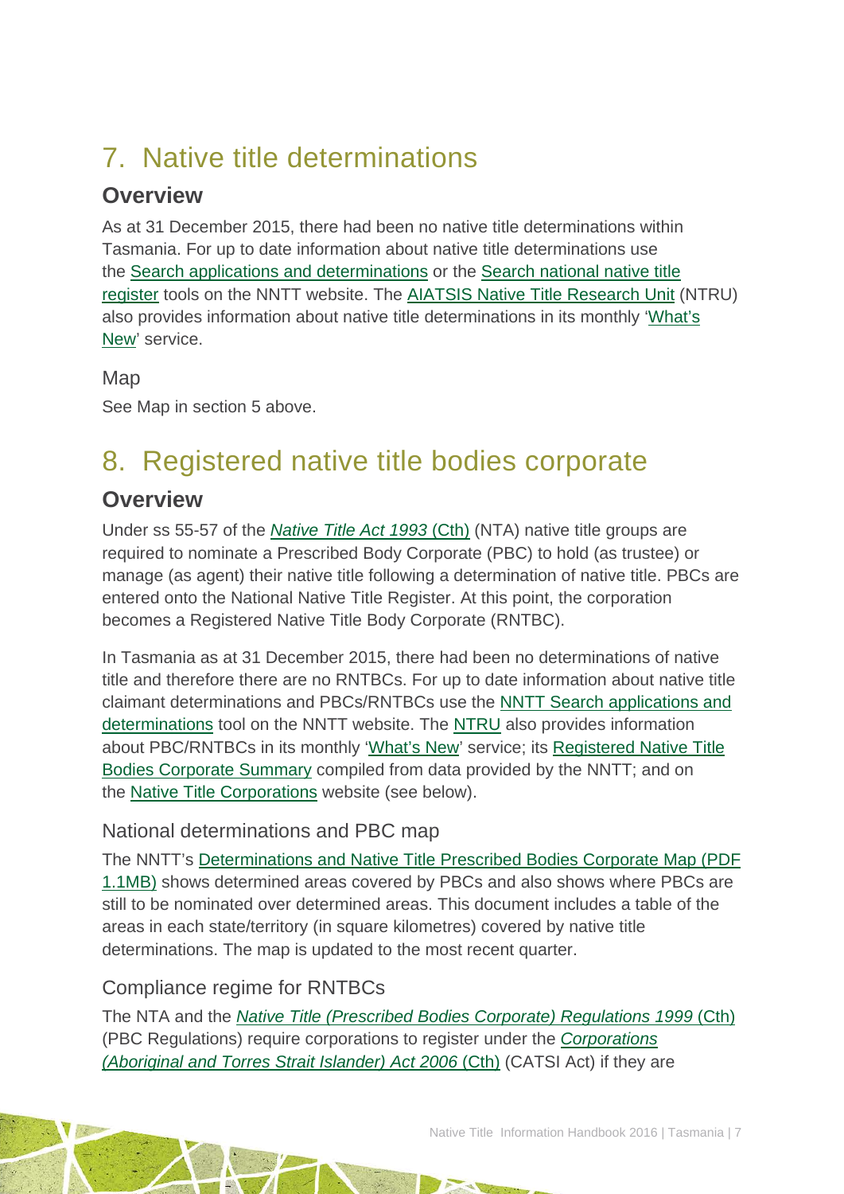# 7. Native title determinations

## Overview

As at 31 December 2015, there had been no native title determinations within Tasmania. For up to date information about native title determinations use the Search applications and determinations or the Search national native title register tools on the NNTT website. The AIATSIS Native Title Research Unit (NTRU) also provides information about native title determinations in its monthly 'What's New' service.

### Map

See Map in section 5 above.

# 8. Registered native title bodies corporate

## Overview

Under ss 55-57 of the *Native Title Act 1993* (Cth) (NTA) native title groups are required to nominate a Prescribed Body Corporate (PBC) to hold (as trustee) or manage (as agent) their native title following a determination of native title. PBCs are entered onto the National Native Title Register. At this point, the corporation becomes a Registered Native Title Body Corporate (RNTBC).

In Tasmania as at 31 December 2015, there had been no determinations of native title and therefore there are no RNTBCs. For up to date information about native title claimant determinations and PBCs/RNTBCs use the NNTT Search applications and determinations tool on the NNTT website. The NTRU also provides information about PBC/RNTBCs in its monthly 'What's New' service; its Registered Native Title Bodies Corporate Summary compiled from data provided by the NNTT; and on the Native Title Corporations website (see below).

### National determinations and PBC map

The NNTT's Determinations and Native Title Prescribed Bodies Corporate Map (PDF 1.1MB) shows determined areas covered by PBCs and also shows where PBCs are still to be nominated over determined areas. This document includes a table of the areas in each state/territory (in square kilometres) covered by native title determinations. The map is updated to the most recent quarter.

### Compliance regime for RNTBCs

The NTA and the *Native Title (Prescribed Bodies Corporate) Regulations 1999* (Cth) (PBC Regulations) require corporations to register under the *Corporations (Aboriginal and Torres Strait Islander) Act 2006* (Cth) (CATSI Act) if they are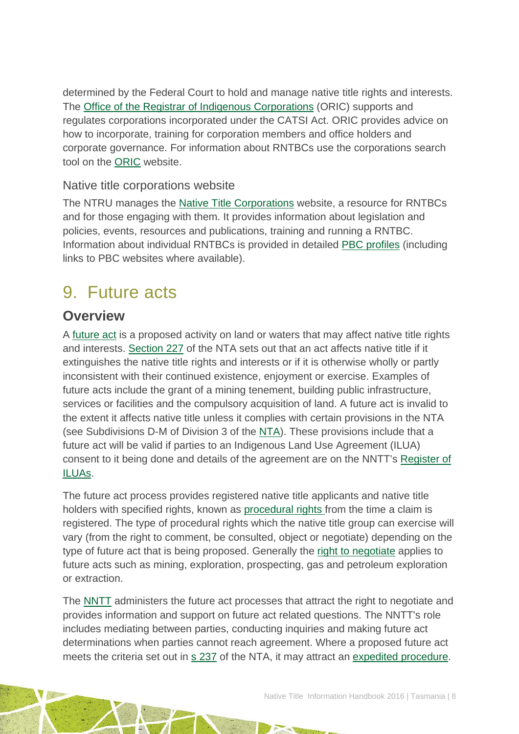determined by the Federal Court to hold and manage native title rights and interests. The Office of the Registrar of Indigenous Corporations (ORIC) supports and regulates corporations incorporated under the CATSI Act. ORIC provides advice on how to incorporate, training for corporation members and office holders and corporate governance. For information about RNTBCs use the corporations search tool on the ORIC website.

### Native title corporations website

The NTRU manages the Native Title Corporations website, a resource for RNTBCs and for those engaging with them. It provides information about legislation and policies, events, resources and publications, training and running a RNTBC. Information about individual RNTBCs is provided in detailed PBC profiles (including links to PBC websites where available).

# 9. Future acts

## Overview

A future act is a proposed activity on land or waters that may affect native title rights and interests. Section 227 of the NTA sets out that an act affects native title if it extinguishes the native title rights and interests or if it is otherwise wholly or partly inconsistent with their continued existence, enjoyment or exercise. Examples of future acts include the grant of a mining tenement, building public infrastructure, services or facilities and the compulsory acquisition of land. A future act is invalid to the extent it affects native title unless it complies with certain provisions in the NTA (see Subdivisions D-M of Division 3 of the NTA). These provisions include that a future act will be valid if parties to an Indigenous Land Use Agreement (ILUA) consent to it being done and details of the agreement are on the NNTT's Register of ILUAs.

The future act process provides registered native title applicants and native title holders with specified rights, known as procedural rights from the time a claim is registered. The type of procedural rights which the native title group can exercise will vary (from the right to comment, be consulted, object or negotiate) depending on the type of future act that is being proposed. Generally the right to negotiate applies to future acts such as mining, exploration, prospecting, gas and petroleum exploration or extraction.

The NNTT administers the future act processes that attract the right to negotiate and provides information and support on future act related questions. The NNTT's role includes mediating between parties, conducting inquiries and making future act determinations when parties cannot reach agreement. Where a proposed future act meets the criteria set out in s 237 of the NTA, it may attract an expedited procedure.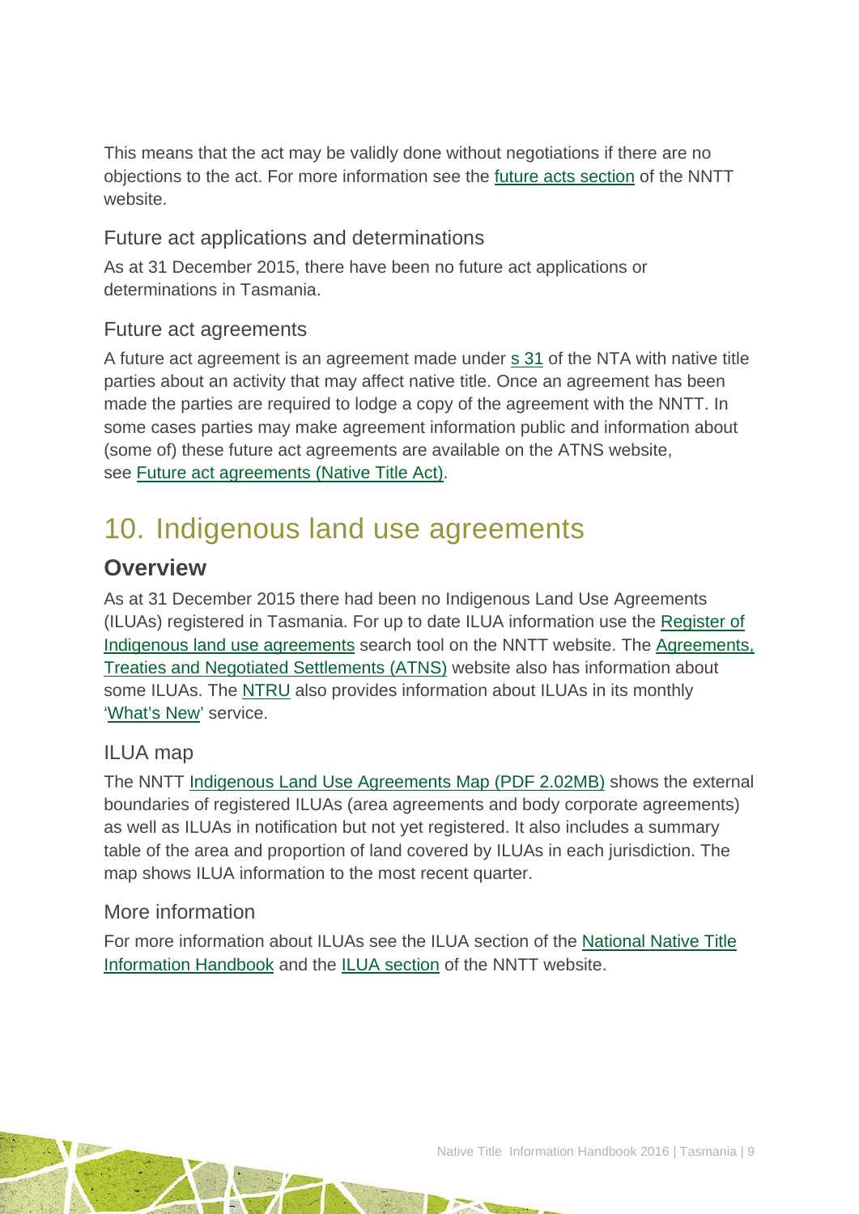This means that the act may be validly done without negotiations if there are no objections to the act. For more information see the future acts section of the NNTT website.

### Future act applications and determinations

As at 31 December 2015, there have been no future act applications or determinations in Tasmania.

### Future act agreements

A future act agreement is an agreement made under s 31 of the NTA with native title parties about an activity that may affect native title. Once an agreement has been made the parties are required to lodge a copy of the agreement with the NNTT. In some cases parties may make agreement information public and information about (some of) these future act agreements are available on the ATNS website, see Future act agreements (Native Title Act).

# 10. Indigenous land use agreements

## Overview

As at 31 December 2015 there had been no Indigenous Land Use Agreements (ILUAs) registered in Tasmania. For up to date ILUA information use the Register of Indigenous land use agreements search tool on the NNTT website. The Agreements, Treaties and Negotiated Settlements (ATNS) website also has information about some ILUAs. The NTRU also provides information about ILUAs in its monthly 'What's New' service.

### ILUA map

The NNTT Indigenous Land Use Agreements Map (PDF 2.02MB) shows the external boundaries of registered ILUAs (area agreements and body corporate agreements) as well as ILUAs in notification but not yet registered. It also includes a summary table of the area and proportion of land covered by ILUAs in each jurisdiction. The map shows ILUA information to the most recent quarter.

### More information

For more information about ILUAs see the ILUA section of the National Native Title Information Handbook and the ILUA section of the NNTT website.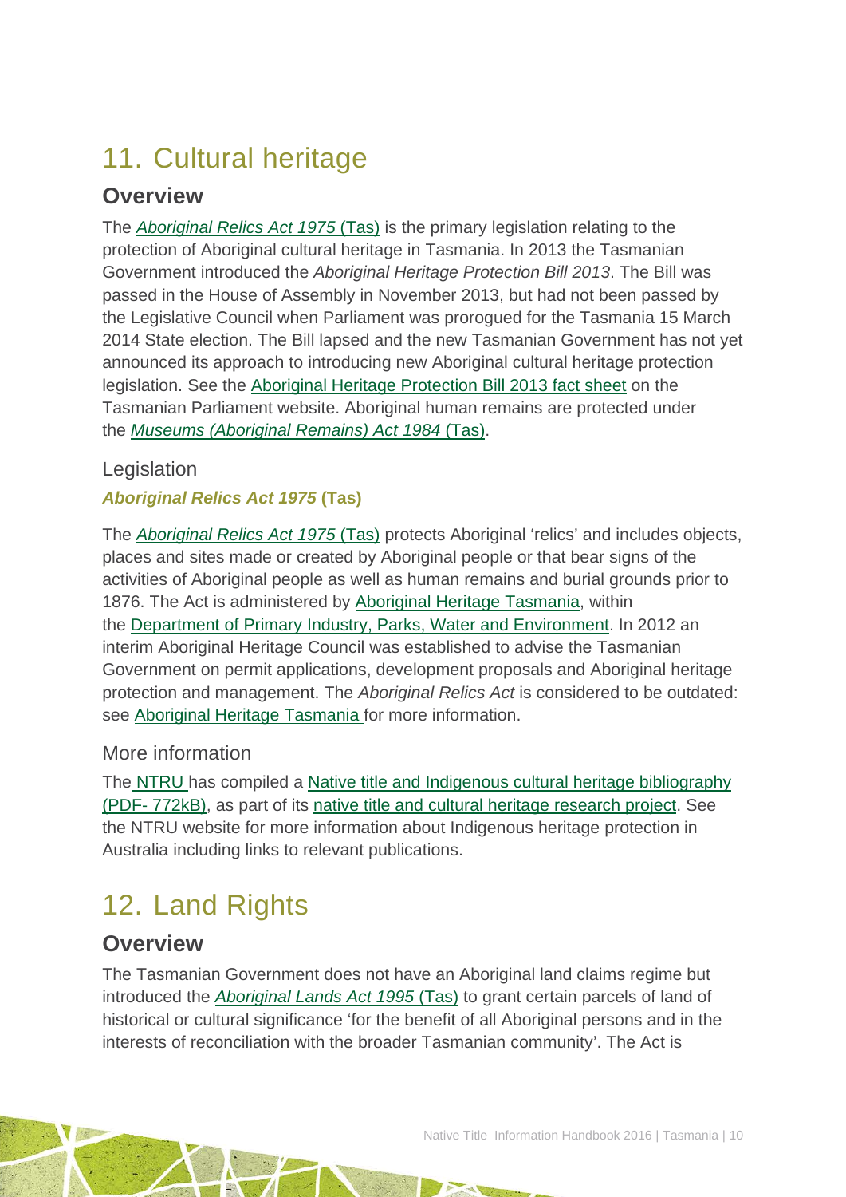# 11. Cultural heritage

## Overview

The *Aboriginal Relics Act 1975* (Tas) is the primary legislation relating to the protection of Aboriginal cultural heritage in Tasmania. In 2013 the Tasmanian Government introduced the *Aboriginal Heritage Protection Bill 2013*. The Bill was passed in the House of Assembly in November 2013, but had not been passed by the Legislative Council when Parliament was prorogued for the Tasmania 15 March 2014 State election. The Bill lapsed and the new Tasmanian Government has not yet announced its approach to introducing new Aboriginal cultural heritage protection legislation. See the Aboriginal Heritage Protection Bill 2013 fact sheet on the Tasmanian Parliament website. Aboriginal human remains are protected under the *Museums (Aboriginal Remains) Act 1984* (Tas).

### Legislation

#### *Aboriginal Relics Act 1975* (Tas)

The *Aboriginal Relics Act 1975* (Tas) protects Aboriginal 'relics' and includes objects, places and sites made or created by Aboriginal people or that bear signs of the activities of Aboriginal people as well as human remains and burial grounds prior to 1876. The Act is administered by Aboriginal Heritage Tasmania, within the Department of Primary Industry, Parks, Water and Environment. In 2012 an interim Aboriginal Heritage Council was established to advise the Tasmanian Government on permit applications, development proposals and Aboriginal heritage protection and management. The *Aboriginal Relics Act* is considered to be outdated: see Aboriginal Heritage Tasmania for more information.

### More information

The NTRU has compiled a Native title and Indigenous cultural heritage bibliography (PDF- 772kB), as part of its native title and cultural heritage research project. See the NTRU website for more information about Indigenous heritage protection in Australia including links to relevant publications.

# 12. Land Rights

## Overview

The Tasmanian Government does not have an Aboriginal land claims regime but introduced the *Aboriginal Lands Act 1995* (Tas) to grant certain parcels of land of historical or cultural significance 'for the benefit of all Aboriginal persons and in the interests of reconciliation with the broader Tasmanian community'. The Act is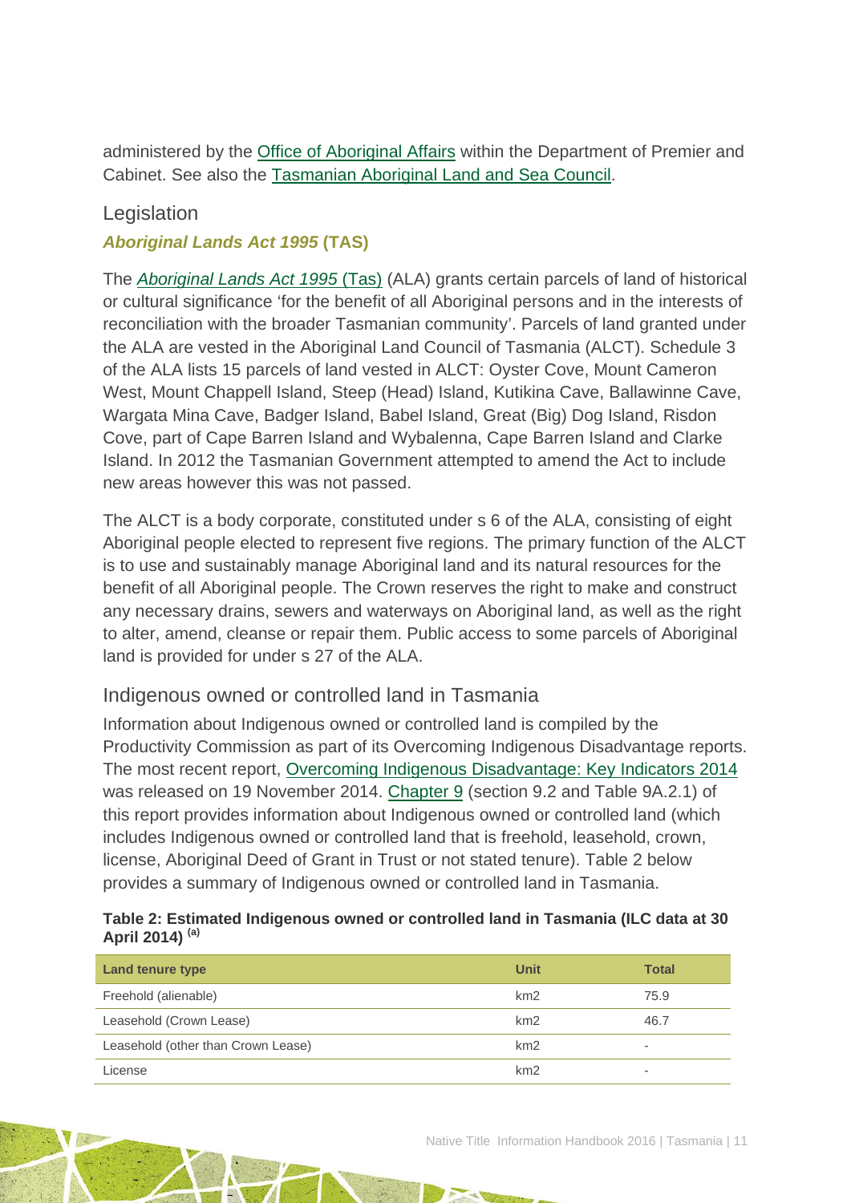administered by the Office of Aboriginal Affairs within the Department of Premier and Cabinet. See also the Tasmanian Aboriginal Land and Sea Council.

## Legislation

### *Aboriginal Lands Act 1995* (TAS)

The *Aboriginal Lands Act 1995* (Tas) (ALA) grants certain parcels of land of historical or cultural significance 'for the benefit of all Aboriginal persons and in the interests of reconciliation with the broader Tasmanian community'. Parcels of land granted under the ALA are vested in the Aboriginal Land Council of Tasmania (ALCT). Schedule 3 of the ALA lists 15 parcels of land vested in ALCT: Oyster Cove, Mount Cameron West, Mount Chappell Island, Steep (Head) Island, Kutikina Cave, Ballawinne Cave, Wargata Mina Cave, Badger Island, Babel Island, Great (Big) Dog Island, Risdon Cove, part of Cape Barren Island and Wybalenna, Cape Barren Island and Clarke Island. In 2012 the Tasmanian Government attempted to amend the Act to include new areas however this was not passed.

The ALCT is a body corporate, constituted under s 6 of the ALA, consisting of eight Aboriginal people elected to represent five regions. The primary function of the ALCT is to use and sustainably manage Aboriginal land and its natural resources for the benefit of all Aboriginal people. The Crown reserves the right to make and construct any necessary drains, sewers and waterways on Aboriginal land, as well as the right to alter, amend, cleanse or repair them. Public access to some parcels of Aboriginal land is provided for under s 27 of the ALA.

## Indigenous owned or controlled land in Tasmania

Information about Indigenous owned or controlled land is compiled by the Productivity Commission as part of its Overcoming Indigenous Disadvantage reports. The most recent report, Overcoming Indigenous Disadvantage: Key Indicators 2014 was released on 19 November 2014. Chapter 9 (section 9.2 and Table 9A.2.1) of this report provides information about Indigenous owned or controlled land (which includes Indigenous owned or controlled land that is freehold, leasehold, crown, license, Aboriginal Deed of Grant in Trust or not stated tenure). Table 2 below provides a summary of Indigenous owned or controlled land in Tasmania.

**Table 2: Estimated Indigenous owned or controlled land in Tasmania (ILC data at 30 April 2014) [(a)]**

| Land tenure type | Unit | Total |
|---|---|---|
| Freehold (alienable) | km2 | 75.9 |
| Leasehold (Crown Lease) | km2 | 46.7 |
| Leasehold (other than Crown Lease) | km2 | - |
| License | km2 | - |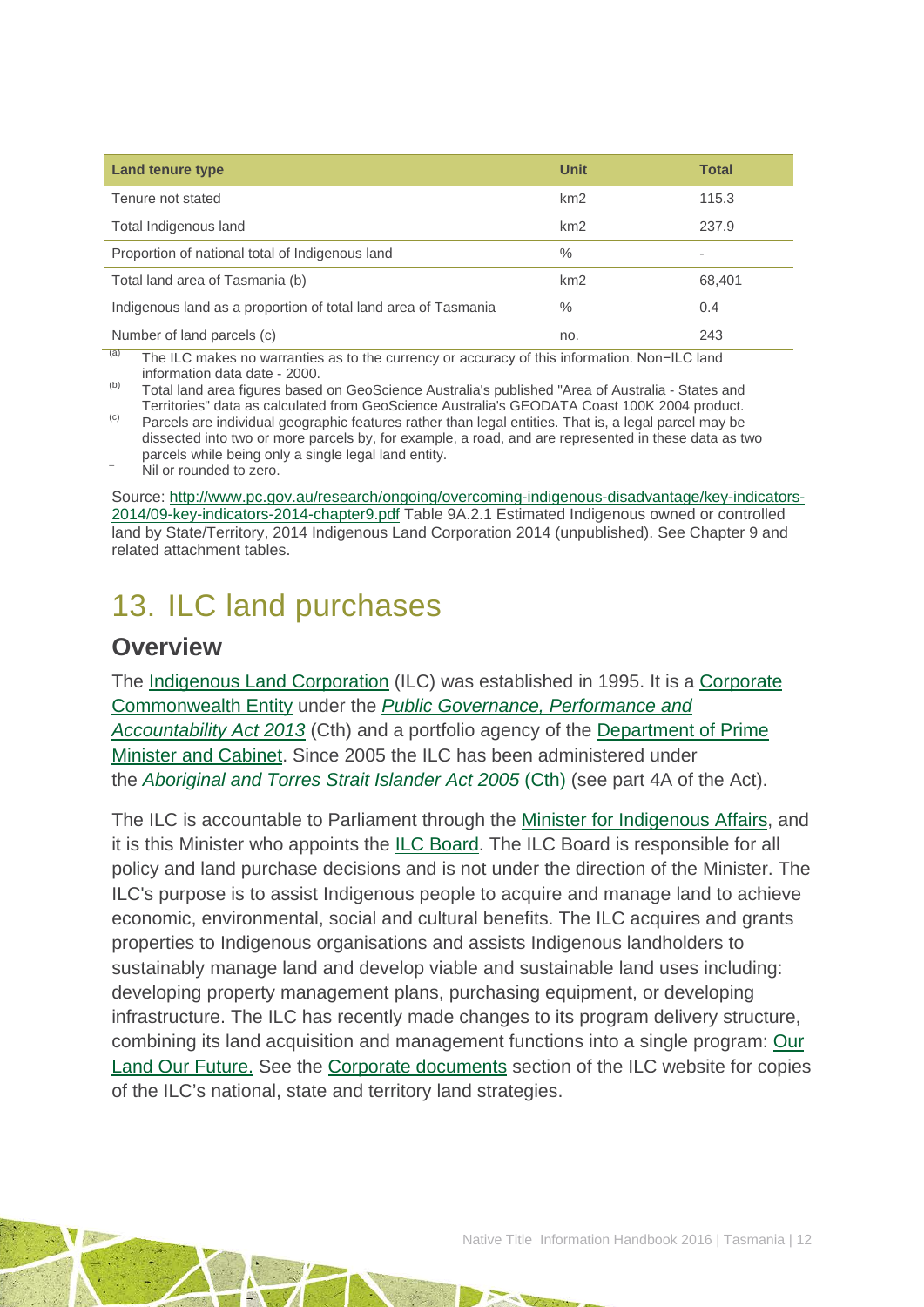| Land tenure type | Unit | Total |
| --- | --- | --- |
| Tenure not stated | km2 | 115.3 |
| Total Indigenous land | km2 | 237.9 |
| Proportion of national total of Indigenous land | % | - |
| Total land area of Tasmania (b) | km2 | 68,401 |
| Indigenous land as a proportion of total land area of Tasmania | % | 0.4 |
| Number of land parcels (c) | no. | 243 |

(a) The ILC makes no warranties as to the currency or accuracy of this information. Non−ILC land information data date - 2000.

(b) Total land area figures based on GeoScience Australia's published "Area of Australia - States and Territories" data as calculated from GeoScience Australia's GEODATA Coast 100K 2004 product.

(c) Parcels are individual geographic features rather than legal entities. That is, a legal parcel may be dissected into two or more parcels by, for example, a road, and are represented in these data as two parcels while being only a single legal land entity.

– Nil or rounded to zero.

Source: [http://www.pc.gov.au/research/ongoing/overcoming-indigenous-disadvantage/key-indicators-2014/09-key-indicators-2014-chapter9.pdf](http://www.pc.gov.au/research/ongoing/overcoming-indigenous-disadvantage/key-indicators-2014/09-key-indicators-2014-chapter9.pdf) Table 9A.2.1 Estimated Indigenous owned or controlled land by State/Territory, 2014 Indigenous Land Corporation 2014 (unpublished). See Chapter 9 and related attachment tables.

# 13. ILC land purchases

## Overview

The Indigenous Land Corporation (ILC) was established in 1995. It is a Corporate Commonwealth Entity under the *Public Governance, Performance and Accountability Act 2013* (Cth) and a portfolio agency of the Department of Prime Minister and Cabinet. Since 2005 the ILC has been administered under the *Aboriginal and Torres Strait Islander Act 2005* (Cth) (see part 4A of the Act).

The ILC is accountable to Parliament through the Minister for Indigenous Affairs, and it is this Minister who appoints the ILC Board. The ILC Board is responsible for all policy and land purchase decisions and is not under the direction of the Minister. The ILC's purpose is to assist Indigenous people to acquire and manage land to achieve economic, environmental, social and cultural benefits. The ILC acquires and grants properties to Indigenous organisations and assists Indigenous landholders to sustainably manage land and develop viable and sustainable land uses including: developing property management plans, purchasing equipment, or developing infrastructure. The ILC has recently made changes to its program delivery structure, combining its land acquisition and management functions into a single program: Our Land Our Future. See the Corporate documents section of the ILC website for copies of the ILC's national, state and territory land strategies.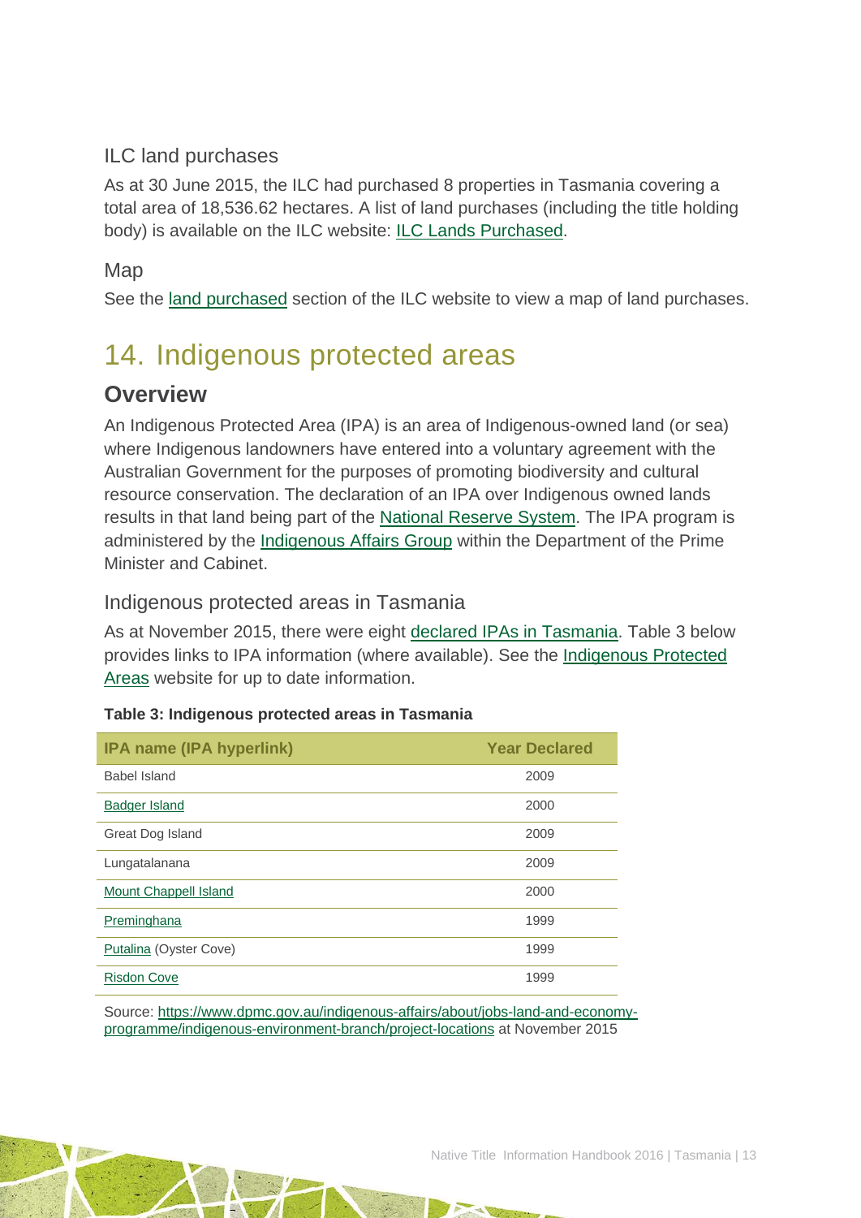### ILC land purchases

As at 30 June 2015, the ILC had purchased 8 properties in Tasmania covering a total area of 18,536.62 hectares. A list of land purchases (including the title holding body) is available on the ILC website: ILC Lands Purchased.

### Map

See the land purchased section of the ILC website to view a map of land purchases.

# 14. Indigenous protected areas

## Overview

An Indigenous Protected Area (IPA) is an area of Indigenous-owned land (or sea) where Indigenous landowners have entered into a voluntary agreement with the Australian Government for the purposes of promoting biodiversity and cultural resource conservation. The declaration of an IPA over Indigenous owned lands results in that land being part of the National Reserve System. The IPA program is administered by the Indigenous Affairs Group within the Department of the Prime Minister and Cabinet.

### Indigenous protected areas in Tasmania

As at November 2015, there were eight declared IPAs in Tasmania. Table 3 below provides links to IPA information (where available). See the Indigenous Protected Areas website for up to date information.

**Table 3: Indigenous protected areas in Tasmania**

| IPA name (IPA hyperlink) | Year Declared |
|---|---|
| Babel Island | 2009 |
| Badger Island | 2000 |
| Great Dog Island | 2009 |
| Lungatalanana | 2009 |
| Mount Chappell Island | 2000 |
| Preminghana | 1999 |
| Putalina (Oyster Cove) | 1999 |
| Risdon Cove | 1999 |

Source: https://www.dpmc.gov.au/indigenous-affairs/about/jobs-land-and-economy-programme/indigenous-environment-branch/project-locations at November 2015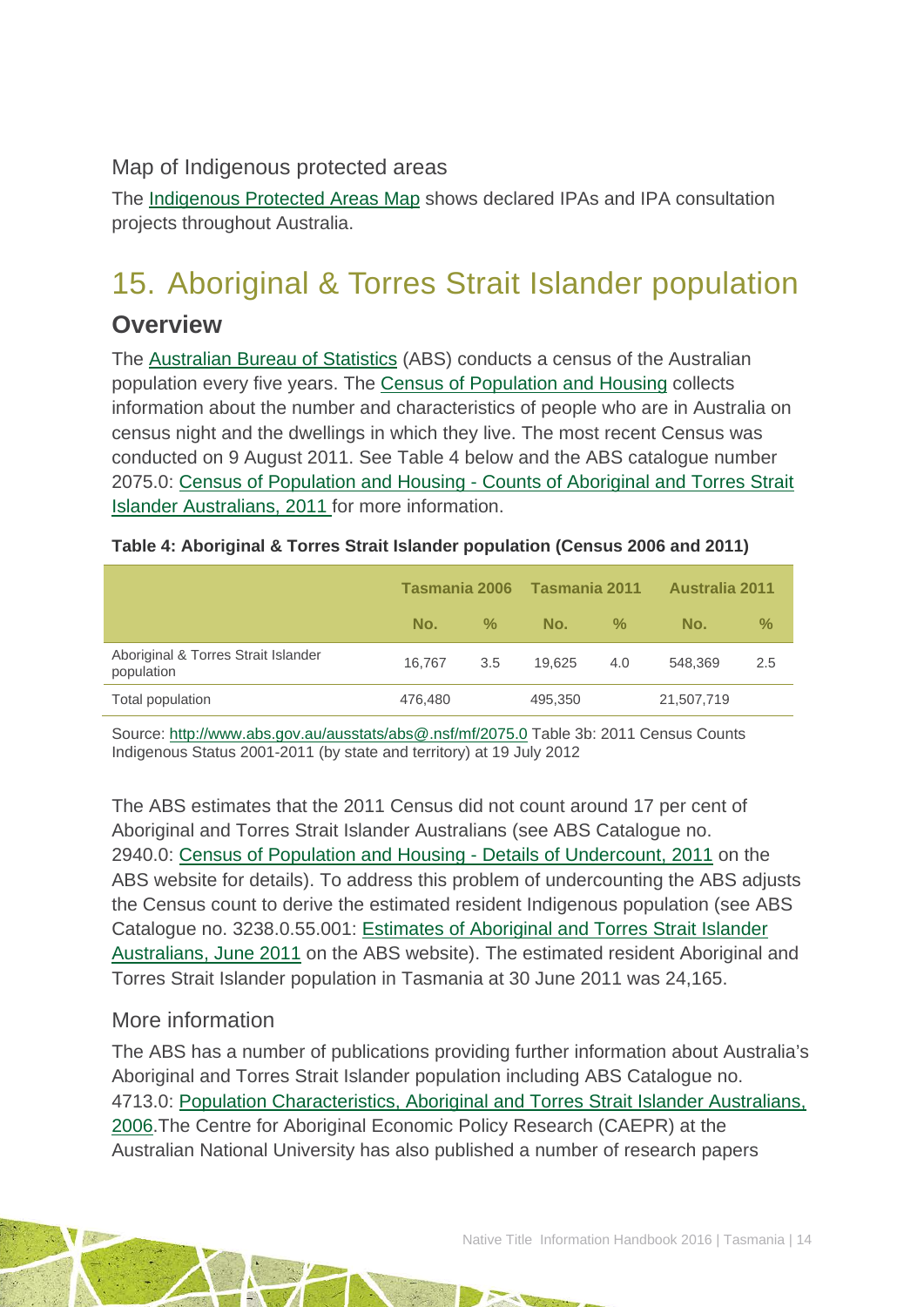### Map of Indigenous protected areas

The Indigenous Protected Areas Map shows declared IPAs and IPA consultation projects throughout Australia.

## 15. Aboriginal & Torres Strait Islander population

### Overview

The Australian Bureau of Statistics (ABS) conducts a census of the Australian population every five years. The Census of Population and Housing collects information about the number and characteristics of people who are in Australia on census night and the dwellings in which they live. The most recent Census was conducted on 9 August 2011. See Table 4 below and the ABS catalogue number 2075.0: Census of Population and Housing - Counts of Aboriginal and Torres Strait Islander Australians, 2011 for more information.

**Table 4: Aboriginal & Torres Strait Islander population (Census 2006 and 2011)**

| | Tasmania 2006 | | Tasmania 2011 | | Australia 2011 | |
|---|---|---|---|---|---|---|
| | No. | % | No. | % | No. | % |
| Aboriginal & Torres Strait Islander population | 16,767 | 3.5 | 19,625 | 4.0 | 548,369 | 2.5 |
| Total population | 476,480 | | 495,350 | | 21,507,719 | |

Source: http://www.abs.gov.au/ausstats/abs@.nsf/mf/2075.0 Table 3b: 2011 Census Counts Indigenous Status 2001-2011 (by state and territory) at 19 July 2012

The ABS estimates that the 2011 Census did not count around 17 per cent of Aboriginal and Torres Strait Islander Australians (see ABS Catalogue no. 2940.0: Census of Population and Housing - Details of Undercount, 2011 on the ABS website for details). To address this problem of undercounting the ABS adjusts the Census count to derive the estimated resident Indigenous population (see ABS Catalogue no. 3238.0.55.001: Estimates of Aboriginal and Torres Strait Islander Australians, June 2011 on the ABS website). The estimated resident Aboriginal and Torres Strait Islander population in Tasmania at 30 June 2011 was 24,165.

### More information

The ABS has a number of publications providing further information about Australia's Aboriginal and Torres Strait Islander population including ABS Catalogue no. 4713.0: Population Characteristics, Aboriginal and Torres Strait Islander Australians, 2006.The Centre for Aboriginal Economic Policy Research (CAEPR) at the Australian National University has also published a number of research papers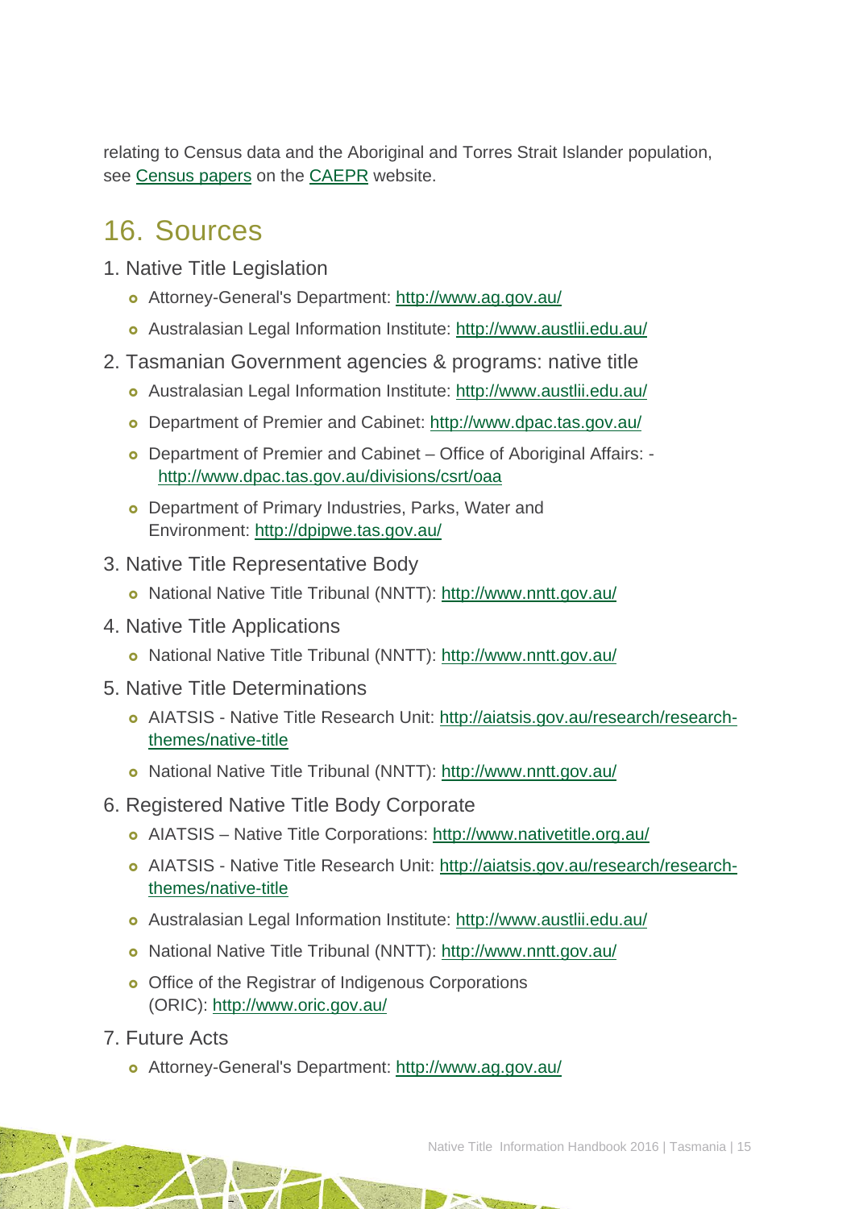relating to Census data and the Aboriginal and Torres Strait Islander population, see [Census papers](#) on the [CAEPR](#) website.

## 16. Sources

1. Native Title Legislation
   - Attorney-General's Department: http://www.ag.gov.au/
   - Australasian Legal Information Institute: http://www.austlii.edu.au/
2. Tasmanian Government agencies & programs: native title
   - Australasian Legal Information Institute: http://www.austlii.edu.au/
   - Department of Premier and Cabinet: http://www.dpac.tas.gov.au/
   - Department of Premier and Cabinet – Office of Aboriginal Affairs: - http://www.dpac.tas.gov.au/divisions/csrt/oaa
   - Department of Primary Industries, Parks, Water and Environment: http://dpipwe.tas.gov.au/
3. Native Title Representative Body
   - National Native Title Tribunal (NNTT): http://www.nntt.gov.au/
4. Native Title Applications
   - National Native Title Tribunal (NNTT): http://www.nntt.gov.au/
5. Native Title Determinations
   - AIATSIS - Native Title Research Unit: http://aiatsis.gov.au/research/research-themes/native-title
   - National Native Title Tribunal (NNTT): http://www.nntt.gov.au/
6. Registered Native Title Body Corporate
   - AIATSIS – Native Title Corporations: http://www.nativetitle.org.au/
   - AIATSIS - Native Title Research Unit: http://aiatsis.gov.au/research/research-themes/native-title
   - Australasian Legal Information Institute: http://www.austlii.edu.au/
   - National Native Title Tribunal (NNTT): http://www.nntt.gov.au/
   - Office of the Registrar of Indigenous Corporations (ORIC): http://www.oric.gov.au/
7. Future Acts
   - Attorney-General's Department: http://www.ag.gov.au/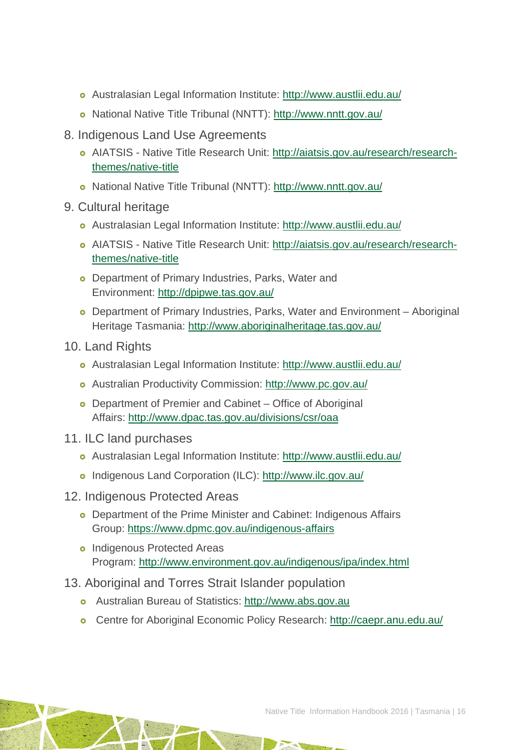- Australasian Legal Information Institute: http://www.austlii.edu.au/
- National Native Title Tribunal (NNTT): http://www.nntt.gov.au/

8. Indigenous Land Use Agreements
   - AIATSIS - Native Title Research Unit: http://aiatsis.gov.au/research/research-themes/native-title
   - National Native Title Tribunal (NNTT): http://www.nntt.gov.au/

9. Cultural heritage
   - Australasian Legal Information Institute: http://www.austlii.edu.au/
   - AIATSIS - Native Title Research Unit: http://aiatsis.gov.au/research/research-themes/native-title
   - Department of Primary Industries, Parks, Water and Environment: http://dpipwe.tas.gov.au/
   - Department of Primary Industries, Parks, Water and Environment – Aboriginal Heritage Tasmania: http://www.aboriginalheritage.tas.gov.au/

10. Land Rights
    - Australasian Legal Information Institute: http://www.austlii.edu.au/
    - Australian Productivity Commission: http://www.pc.gov.au/
    - Department of Premier and Cabinet – Office of Aboriginal Affairs: http://www.dpac.tas.gov.au/divisions/csr/oaa

11. ILC land purchases
    - Australasian Legal Information Institute: http://www.austlii.edu.au/
    - Indigenous Land Corporation (ILC): http://www.ilc.gov.au/

12. Indigenous Protected Areas
    - Department of the Prime Minister and Cabinet: Indigenous Affairs Group: https://www.dpmc.gov.au/indigenous-affairs
    - Indigenous Protected Areas Program: http://www.environment.gov.au/indigenous/ipa/index.html

13. Aboriginal and Torres Strait Islander population
    - Australian Bureau of Statistics: http://www.abs.gov.au
    - Centre for Aboriginal Economic Policy Research: http://caepr.anu.edu.au/